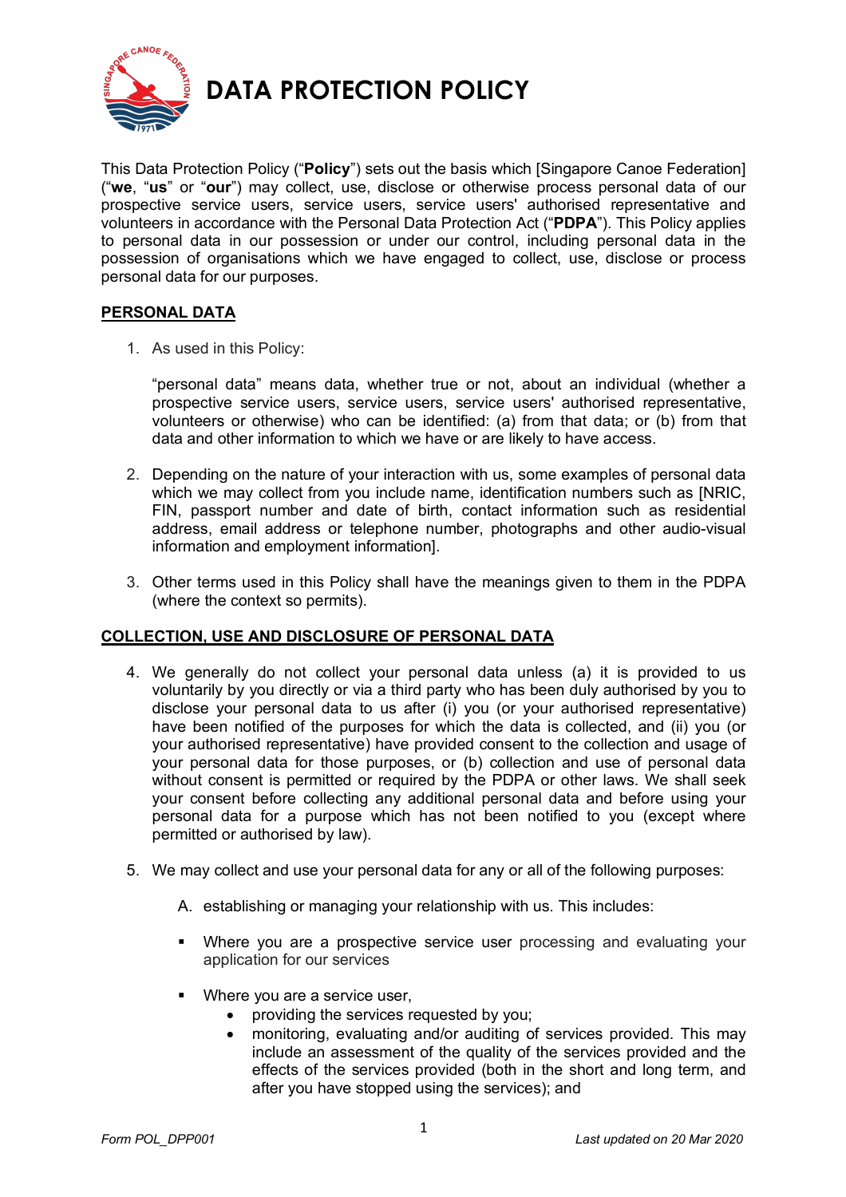# DATA PROTECTION POLICY

This Data Protection Policy ("**Policy**") sets out the basis which [Singapore Canoe Federation] ("**we**", "**us**" or "**our**") may collect, use, disclose or otherwise process personal data of our prospective service users, service users, service users' authorised representative and volunteers in accordance with the Personal Data Protection Act ("**PDPA**"). This Policy applies to personal data in our possession or under our control, including personal data in the possession of organisations which we have engaged to collect, use, disclose or process personal data for our purposes.

## PERSONAL DATA

1. As used in this Policy:

   "personal data" means data, whether true or not, about an individual (whether a prospective service users, service users, service users' authorised representative, volunteers or otherwise) who can be identified: (a) from that data; or (b) from that data and other information to which we have or are likely to have access.

2. Depending on the nature of your interaction with us, some examples of personal data which we may collect from you include name, identification numbers such as [NRIC, FIN, passport number and date of birth, contact information such as residential address, email address or telephone number, photographs and other audio-visual information and employment information].

3. Other terms used in this Policy shall have the meanings given to them in the PDPA (where the context so permits).

## COLLECTION, USE AND DISCLOSURE OF PERSONAL DATA

4. We generally do not collect your personal data unless (a) it is provided to us voluntarily by you directly or via a third party who has been duly authorised by you to disclose your personal data to us after (i) you (or your authorised representative) have been notified of the purposes for which the data is collected, and (ii) you (or your authorised representative) have provided consent to the collection and usage of your personal data for those purposes, or (b) collection and use of personal data without consent is permitted or required by the PDPA or other laws. We shall seek your consent before collecting any additional personal data and before using your personal data for a purpose which has not been notified to you (except where permitted or authorised by law).

5. We may collect and use your personal data for any or all of the following purposes:

   A. establishing or managing your relationship with us. This includes:

   - Where you are a prospective service user processing and evaluating your application for our services

   - Where you are a service user,
     - providing the services requested by you;
     - monitoring, evaluating and/or auditing of services provided. This may include an assessment of the quality of the services provided and the effects of the services provided (both in the short and long term, and after you have stopped using the services); and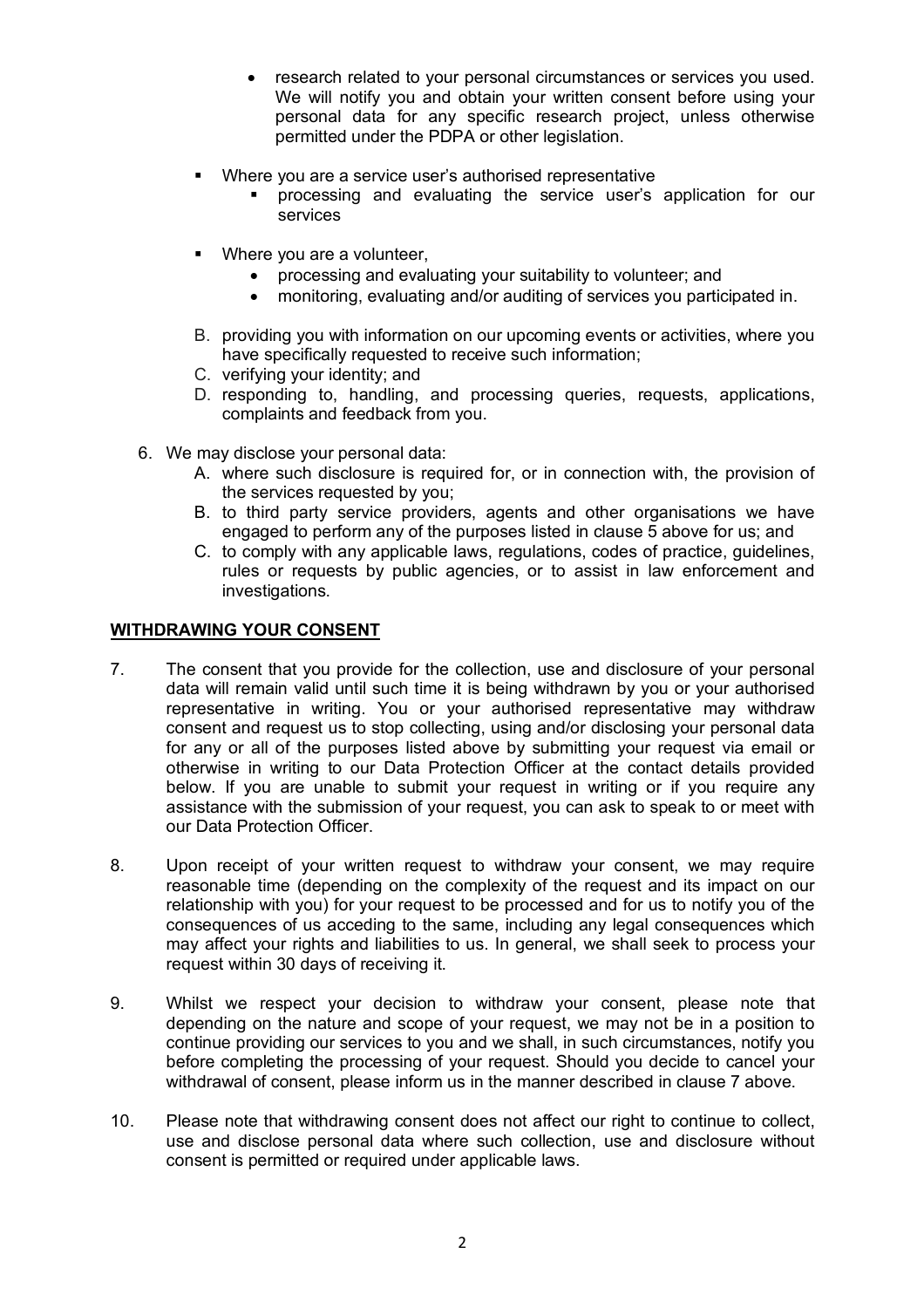- research related to your personal circumstances or services you used. We will notify you and obtain your written consent before using your personal data for any specific research project, unless otherwise permitted under the PDPA or other legislation.

- Where you are a service user's authorised representative
  - processing and evaluating the service user's application for our services

- Where you are a volunteer,
  - processing and evaluating your suitability to volunteer; and
  - monitoring, evaluating and/or auditing of services you participated in.

B. providing you with information on our upcoming events or activities, where you have specifically requested to receive such information;

C. verifying your identity; and

D. responding to, handling, and processing queries, requests, applications, complaints and feedback from you.

6. We may disclose your personal data:

   A. where such disclosure is required for, or in connection with, the provision of the services requested by you;

   B. to third party service providers, agents and other organisations we have engaged to perform any of the purposes listed in clause 5 above for us; and

   C. to comply with any applicable laws, regulations, codes of practice, guidelines, rules or requests by public agencies, or to assist in law enforcement and investigations.

## WITHDRAWING YOUR CONSENT

7. The consent that you provide for the collection, use and disclosure of your personal data will remain valid until such time it is being withdrawn by you or your authorised representative in writing. You or your authorised representative may withdraw consent and request us to stop collecting, using and/or disclosing your personal data for any or all of the purposes listed above by submitting your request via email or otherwise in writing to our Data Protection Officer at the contact details provided below. If you are unable to submit your request in writing or if you require any assistance with the submission of your request, you can ask to speak to or meet with our Data Protection Officer.

8. Upon receipt of your written request to withdraw your consent, we may require reasonable time (depending on the complexity of the request and its impact on our relationship with you) for your request to be processed and for us to notify you of the consequences of us acceding to the same, including any legal consequences which may affect your rights and liabilities to us. In general, we shall seek to process your request within 30 days of receiving it.

9. Whilst we respect your decision to withdraw your consent, please note that depending on the nature and scope of your request, we may not be in a position to continue providing our services to you and we shall, in such circumstances, notify you before completing the processing of your request. Should you decide to cancel your withdrawal of consent, please inform us in the manner described in clause 7 above.

10. Please note that withdrawing consent does not affect our right to continue to collect, use and disclose personal data where such collection, use and disclosure without consent is permitted or required under applicable laws.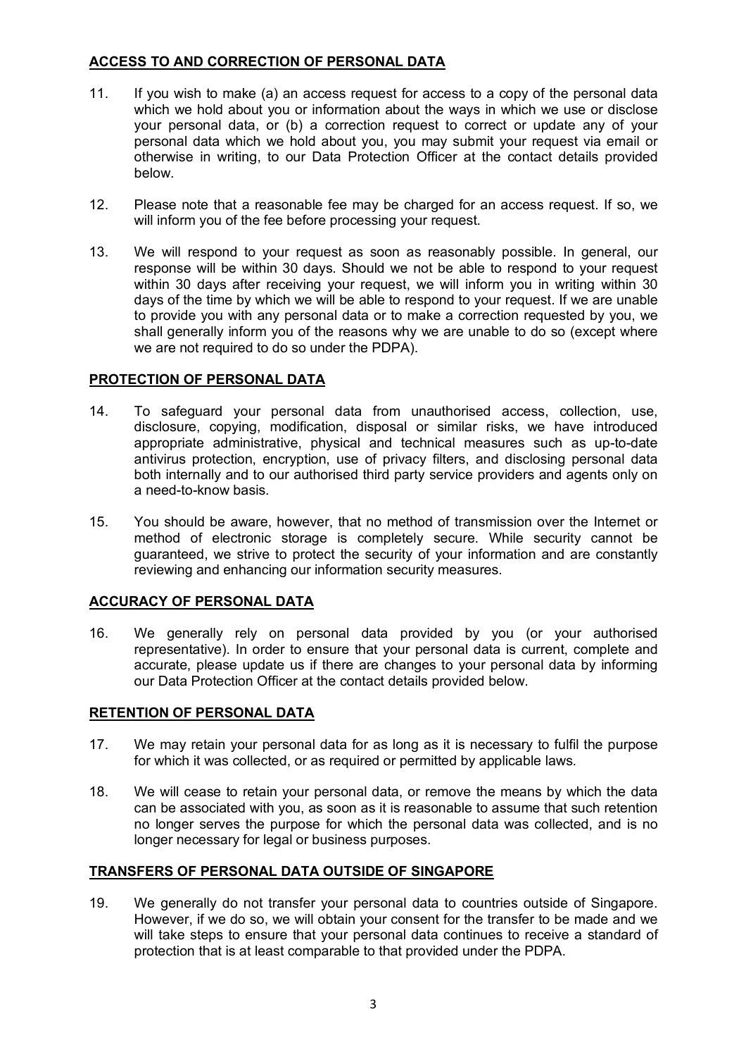## ACCESS TO AND CORRECTION OF PERSONAL DATA

11. If you wish to make (a) an access request for access to a copy of the personal data which we hold about you or information about the ways in which we use or disclose your personal data, or (b) a correction request to correct or update any of your personal data which we hold about you, you may submit your request via email or otherwise in writing, to our Data Protection Officer at the contact details provided below.

12. Please note that a reasonable fee may be charged for an access request. If so, we will inform you of the fee before processing your request.

13. We will respond to your request as soon as reasonably possible. In general, our response will be within 30 days. Should we not be able to respond to your request within 30 days after receiving your request, we will inform you in writing within 30 days of the time by which we will be able to respond to your request. If we are unable to provide you with any personal data or to make a correction requested by you, we shall generally inform you of the reasons why we are unable to do so (except where we are not required to do so under the PDPA).

## PROTECTION OF PERSONAL DATA

14. To safeguard your personal data from unauthorised access, collection, use, disclosure, copying, modification, disposal or similar risks, we have introduced appropriate administrative, physical and technical measures such as up-to-date antivirus protection, encryption, use of privacy filters, and disclosing personal data both internally and to our authorised third party service providers and agents only on a need-to-know basis.

15. You should be aware, however, that no method of transmission over the Internet or method of electronic storage is completely secure. While security cannot be guaranteed, we strive to protect the security of your information and are constantly reviewing and enhancing our information security measures.

## ACCURACY OF PERSONAL DATA

16. We generally rely on personal data provided by you (or your authorised representative). In order to ensure that your personal data is current, complete and accurate, please update us if there are changes to your personal data by informing our Data Protection Officer at the contact details provided below.

## RETENTION OF PERSONAL DATA

17. We may retain your personal data for as long as it is necessary to fulfil the purpose for which it was collected, or as required or permitted by applicable laws.

18. We will cease to retain your personal data, or remove the means by which the data can be associated with you, as soon as it is reasonable to assume that such retention no longer serves the purpose for which the personal data was collected, and is no longer necessary for legal or business purposes.

## TRANSFERS OF PERSONAL DATA OUTSIDE OF SINGAPORE

19. We generally do not transfer your personal data to countries outside of Singapore. However, if we do so, we will obtain your consent for the transfer to be made and we will take steps to ensure that your personal data continues to receive a standard of protection that is at least comparable to that provided under the PDPA.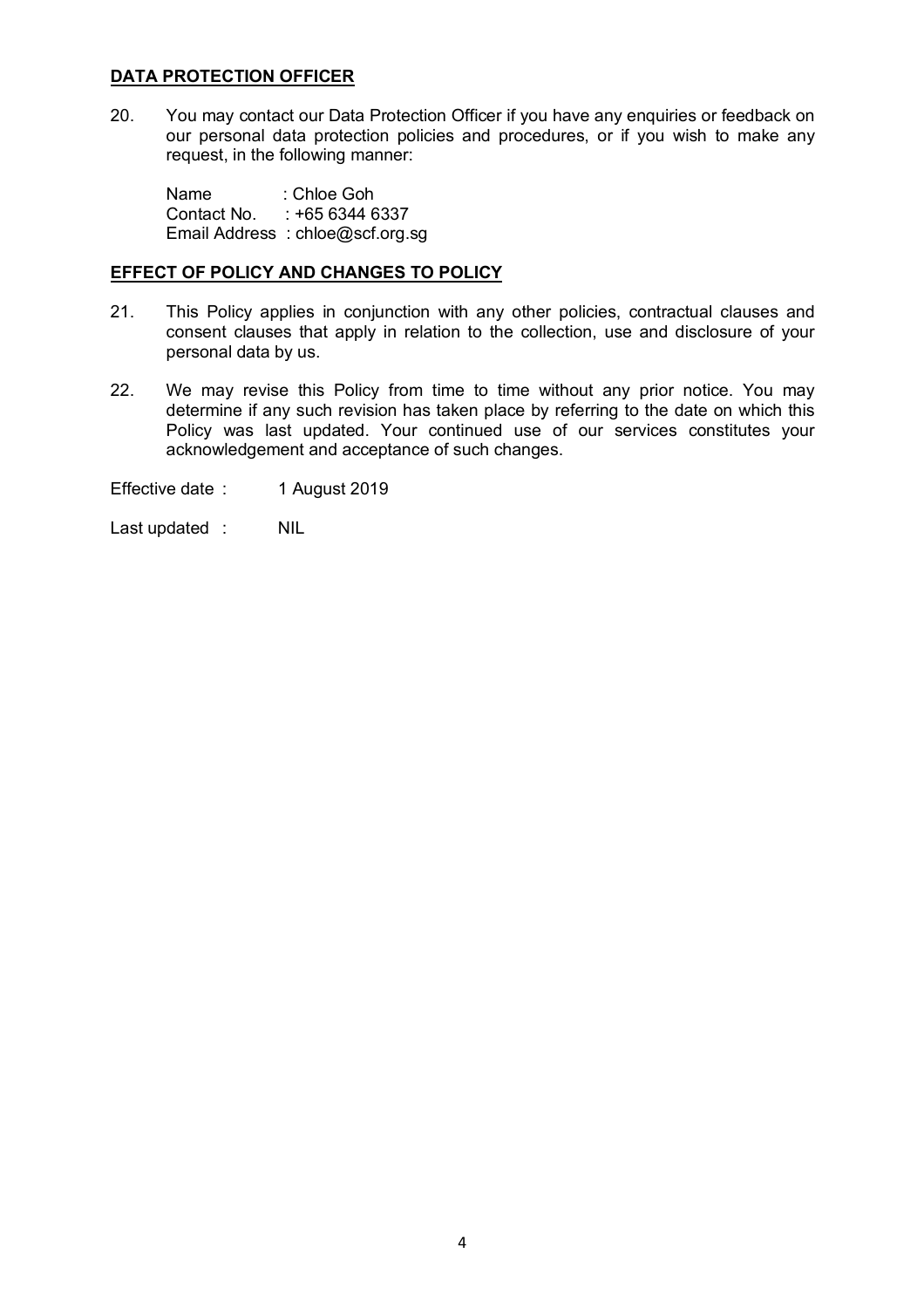## DATA PROTECTION OFFICER

20. You may contact our Data Protection Officer if you have any enquiries or feedback on our personal data protection policies and procedures, or if you wish to make any request, in the following manner:

    Name : Chloe Goh
    Contact No. : +65 6344 6337
    Email Address : chloe@scf.org.sg

## EFFECT OF POLICY AND CHANGES TO POLICY

21. This Policy applies in conjunction with any other policies, contractual clauses and consent clauses that apply in relation to the collection, use and disclosure of your personal data by us.

22. We may revise this Policy from time to time without any prior notice. You may determine if any such revision has taken place by referring to the date on which this Policy was last updated. Your continued use of our services constitutes your acknowledgement and acceptance of such changes.

Effective date : 1 August 2019

Last updated : NIL